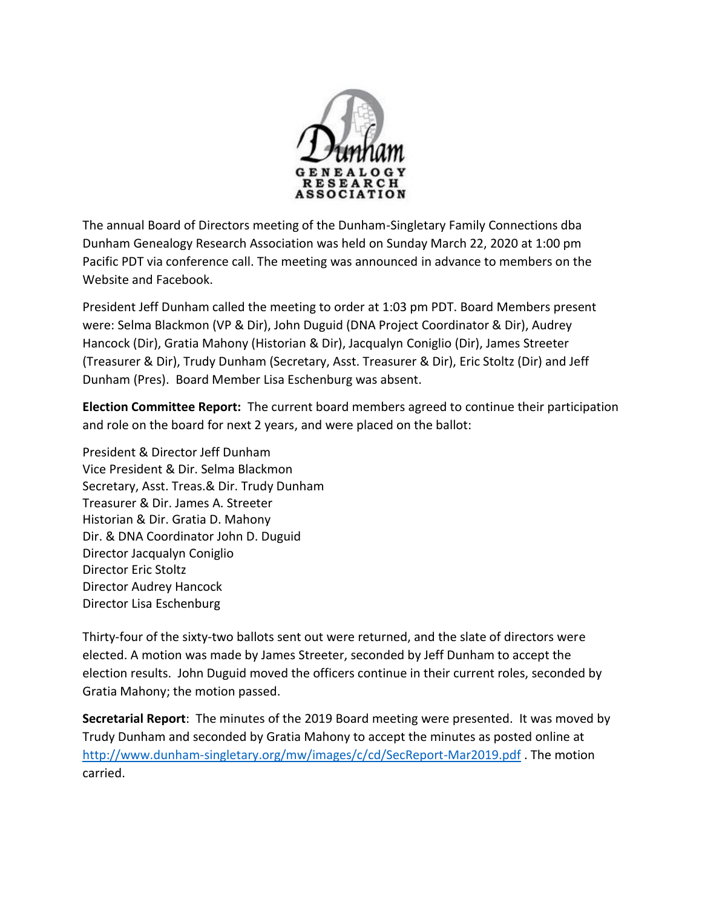The annual Board of Directors meeting of the Dunham-Singletary Family Connections dba Dunham Genealogy Research Association was held on Sunday March 22, 2020 at 1:00 pm Pacific PDT via conference call. The meeting was announced in advance to members on the Website and Facebook.

President Jeff Dunham called the meeting to order at 1:03 pm PDT. Board Members present were: Selma Blackmon (VP & Dir), John Duguid (DNA Project Coordinator & Dir), Audrey Hancock (Dir), Gratia Mahony (Historian & Dir), Jacqualyn Coniglio (Dir), James Streeter (Treasurer & Dir), Trudy Dunham (Secretary, Asst. Treasurer & Dir), Eric Stoltz (Dir) and Jeff Dunham (Pres). Board Member Lisa Eschenburg was absent.

**Election Committee Report:** The current board members agreed to continue their participation and role on the board for next 2 years, and were placed on the ballot:

President & Director Jeff Dunham  
Vice President & Dir. Selma Blackmon  
Secretary, Asst. Treas.& Dir. Trudy Dunham  
Treasurer & Dir. James A. Streeter  
Historian & Dir. Gratia D. Mahony  
Dir. & DNA Coordinator John D. Duguid  
Director Jacqualyn Coniglio  
Director Eric Stoltz  
Director Audrey Hancock  
Director Lisa Eschenburg

Thirty-four of the sixty-two ballots sent out were returned, and the slate of directors were elected. A motion was made by James Streeter, seconded by Jeff Dunham to accept the election results. John Duguid moved the officers continue in their current roles, seconded by Gratia Mahony; the motion passed.

**Secretarial Report**: The minutes of the 2019 Board meeting were presented. It was moved by Trudy Dunham and seconded by Gratia Mahony to accept the minutes as posted online at http://www.dunham-singletary.org/mw/images/c/cd/SecReport-Mar2019.pdf . The motion carried.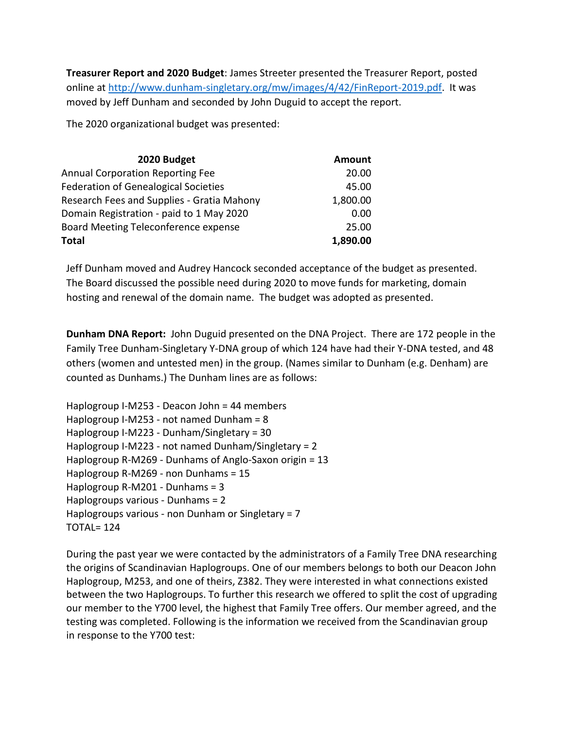**Treasurer Report and 2020 Budget**: James Streeter presented the Treasurer Report, posted online at http://www.dunham-singletary.org/mw/images/4/42/FinReport-2019.pdf. It was moved by Jeff Dunham and seconded by John Duguid to accept the report.

The 2020 organizational budget was presented:

| 2020 Budget | Amount |
|---|---:|
| Annual Corporation Reporting Fee | 20.00 |
| Federation of Genealogical Societies | 45.00 |
| Research Fees and Supplies - Gratia Mahony | 1,800.00 |
| Domain Registration - paid to 1 May 2020 | 0.00 |
| Board Meeting Teleconference expense | 25.00 |
| **Total** | **1,890.00** |

Jeff Dunham moved and Audrey Hancock seconded acceptance of the budget as presented. The Board discussed the possible need during 2020 to move funds for marketing, domain hosting and renewal of the domain name. The budget was adopted as presented.

**Dunham DNA Report:** John Duguid presented on the DNA Project. There are 172 people in the Family Tree Dunham-Singletary Y-DNA group of which 124 have had their Y-DNA tested, and 48 others (women and untested men) in the group. (Names similar to Dunham (e.g. Denham) are counted as Dunhams.) The Dunham lines are as follows:

Haplogroup I-M253 - Deacon John = 44 members
Haplogroup I-M253 - not named Dunham = 8
Haplogroup I-M223 - Dunham/Singletary = 30
Haplogroup I-M223 - not named Dunham/Singletary = 2
Haplogroup R-M269 - Dunhams of Anglo-Saxon origin = 13
Haplogroup R-M269 - non Dunhams = 15
Haplogroup R-M201 - Dunhams = 3
Haplogroups various - Dunhams = 2
Haplogroups various - non Dunham or Singletary = 7
TOTAL= 124

During the past year we were contacted by the administrators of a Family Tree DNA researching the origins of Scandinavian Haplogroups. One of our members belongs to both our Deacon John Haplogroup, M253, and one of theirs, Z382. They were interested in what connections existed between the two Haplogroups. To further this research we offered to split the cost of upgrading our member to the Y700 level, the highest that Family Tree offers. Our member agreed, and the testing was completed. Following is the information we received from the Scandinavian group in response to the Y700 test: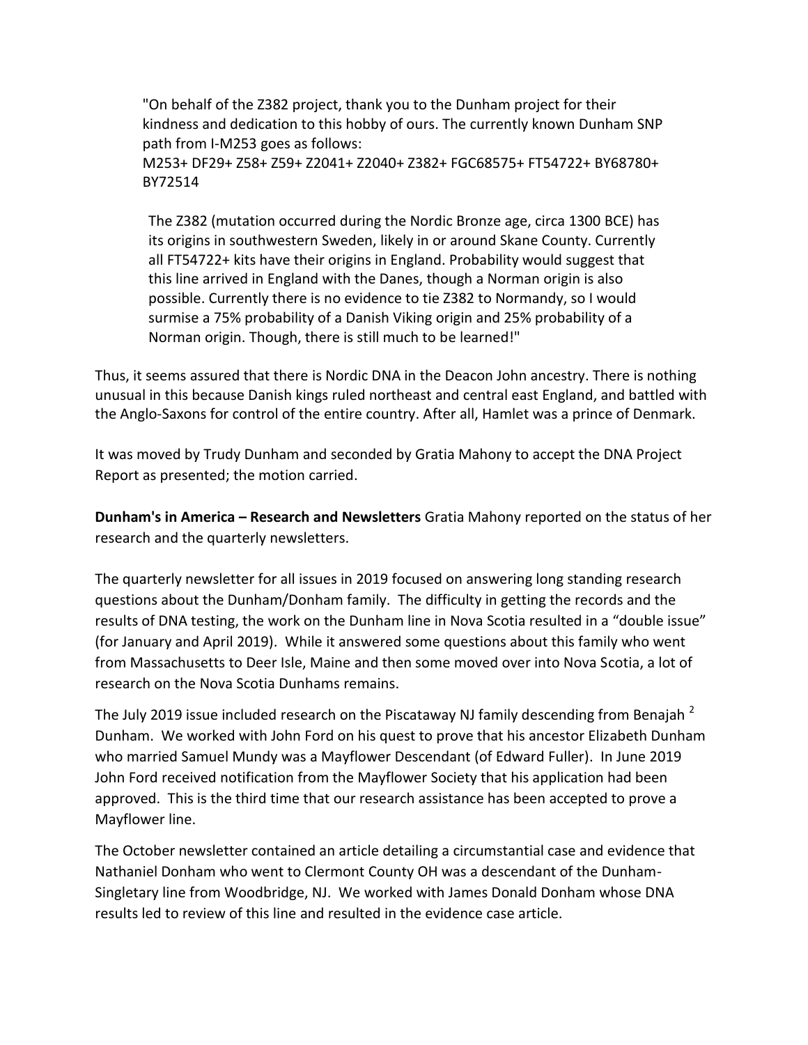> "On behalf of the Z382 project, thank you to the Dunham project for their kindness and dedication to this hobby of ours. The currently known Dunham SNP path from I-M253 goes as follows:
> M253+ DF29+ Z58+ Z59+ Z2041+ Z2040+ Z382+ FGC68575+ FT54722+ BY68780+ BY72514
>
> The Z382 (mutation occurred during the Nordic Bronze age, circa 1300 BCE) has its origins in southwestern Sweden, likely in or around Skane County. Currently all FT54722+ kits have their origins in England. Probability would suggest that this line arrived in England with the Danes, though a Norman origin is also possible. Currently there is no evidence to tie Z382 to Normandy, so I would surmise a 75% probability of a Danish Viking origin and 25% probability of a Norman origin. Though, there is still much to be learned!"

Thus, it seems assured that there is Nordic DNA in the Deacon John ancestry. There is nothing unusual in this because Danish kings ruled northeast and central east England, and battled with the Anglo-Saxons for control of the entire country. After all, Hamlet was a prince of Denmark.

It was moved by Trudy Dunham and seconded by Gratia Mahony to accept the DNA Project Report as presented; the motion carried.

**Dunham's in America – Research and Newsletters** Gratia Mahony reported on the status of her research and the quarterly newsletters.

The quarterly newsletter for all issues in 2019 focused on answering long standing research questions about the Dunham/Donham family. The difficulty in getting the records and the results of DNA testing, the work on the Dunham line in Nova Scotia resulted in a "double issue" (for January and April 2019). While it answered some questions about this family who went from Massachusetts to Deer Isle, Maine and then some moved over into Nova Scotia, a lot of research on the Nova Scotia Dunhams remains.

The July 2019 issue included research on the Piscataway NJ family descending from Benajah [2] Dunham. We worked with John Ford on his quest to prove that his ancestor Elizabeth Dunham who married Samuel Mundy was a Mayflower Descendant (of Edward Fuller). In June 2019 John Ford received notification from the Mayflower Society that his application had been approved. This is the third time that our research assistance has been accepted to prove a Mayflower line.

The October newsletter contained an article detailing a circumstantial case and evidence that Nathaniel Donham who went to Clermont County OH was a descendant of the Dunham-Singletary line from Woodbridge, NJ. We worked with James Donald Donham whose DNA results led to review of this line and resulted in the evidence case article.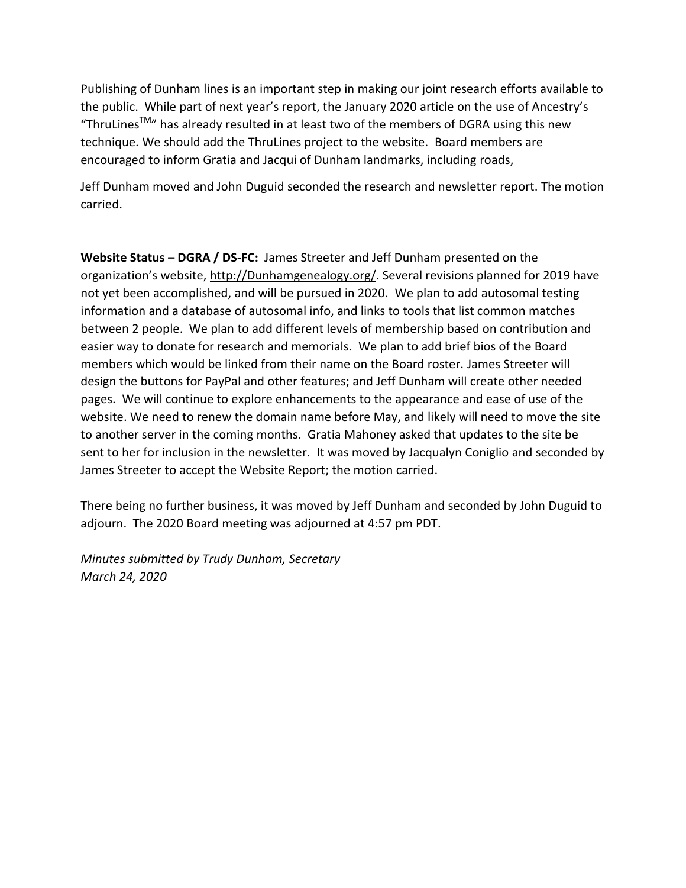Publishing of Dunham lines is an important step in making our joint research efforts available to the public. While part of next year's report, the January 2020 article on the use of Ancestry's "ThruLines™" has already resulted in at least two of the members of DGRA using this new technique. We should add the ThruLines project to the website. Board members are encouraged to inform Gratia and Jacqui of Dunham landmarks, including roads,

Jeff Dunham moved and John Duguid seconded the research and newsletter report. The motion carried.

**Website Status – DGRA / DS-FC:** James Streeter and Jeff Dunham presented on the organization's website, http://Dunhamgenealogy.org/. Several revisions planned for 2019 have not yet been accomplished, and will be pursued in 2020. We plan to add autosomal testing information and a database of autosomal info, and links to tools that list common matches between 2 people. We plan to add different levels of membership based on contribution and easier way to donate for research and memorials. We plan to add brief bios of the Board members which would be linked from their name on the Board roster. James Streeter will design the buttons for PayPal and other features; and Jeff Dunham will create other needed pages. We will continue to explore enhancements to the appearance and ease of use of the website. We need to renew the domain name before May, and likely will need to move the site to another server in the coming months. Gratia Mahoney asked that updates to the site be sent to her for inclusion in the newsletter. It was moved by Jacqualyn Coniglio and seconded by James Streeter to accept the Website Report; the motion carried.

There being no further business, it was moved by Jeff Dunham and seconded by John Duguid to adjourn. The 2020 Board meeting was adjourned at 4:57 pm PDT.

*Minutes submitted by Trudy Dunham, Secretary*
*March 24, 2020*